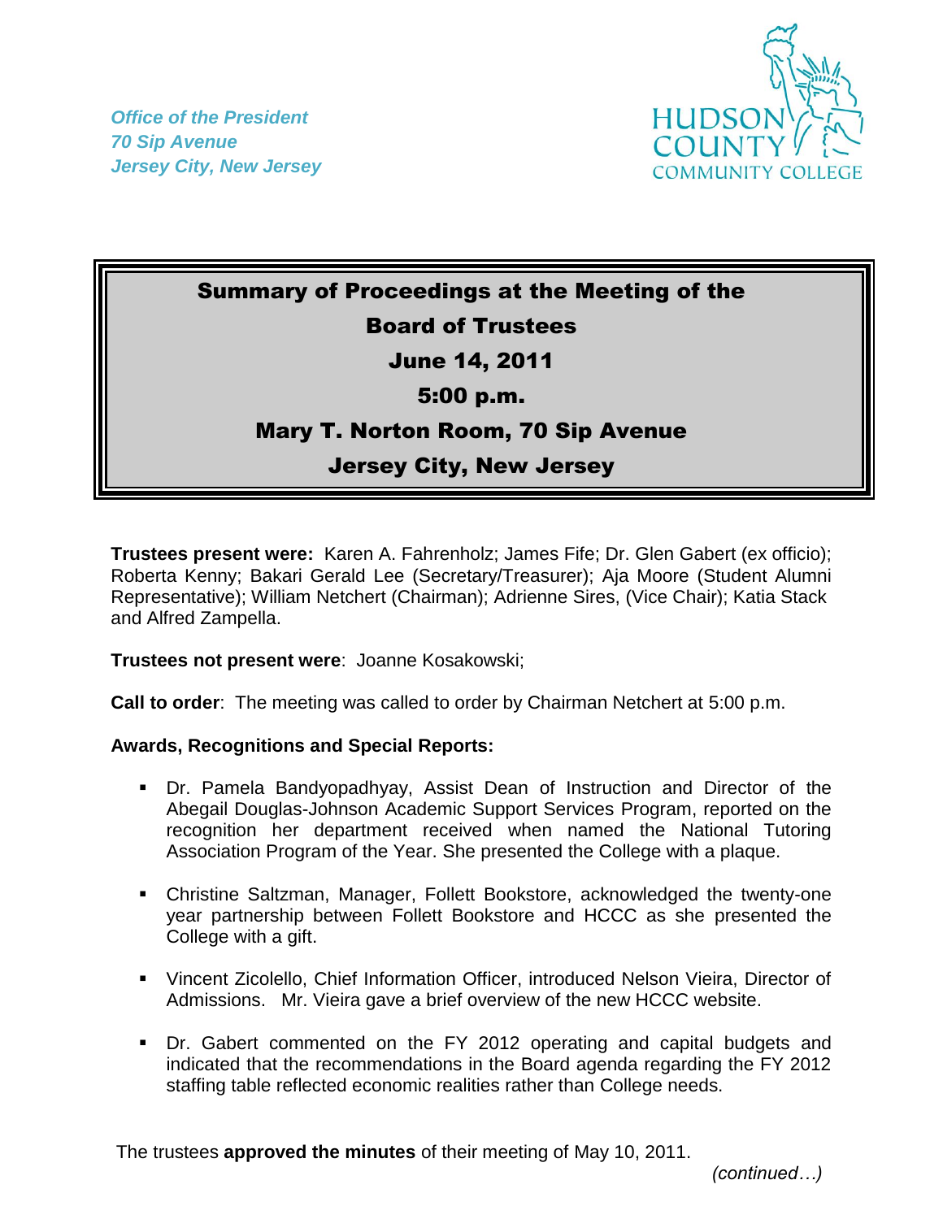*Office of the President*
*70 Sip Avenue*
*Jersey City, New Jersey*

HUDSON COUNTY COMMUNITY COLLEGE

# Summary of Proceedings at the Meeting of the Board of Trustees

## June 14, 2011

## 5:00 p.m.

## Mary T. Norton Room, 70 Sip Avenue

## Jersey City, New Jersey

**Trustees present were:** Karen A. Fahrenholz; James Fife; Dr. Glen Gabert (ex officio); Roberta Kenny; Bakari Gerald Lee (Secretary/Treasurer); Aja Moore (Student Alumni Representative); William Netchert (Chairman); Adrienne Sires, (Vice Chair); Katia Stack and Alfred Zampella.

**Trustees not present were**: Joanne Kosakowski;

**Call to order**: The meeting was called to order by Chairman Netchert at 5:00 p.m.

**Awards, Recognitions and Special Reports:**

- Dr. Pamela Bandyopadhyay, Assist Dean of Instruction and Director of the Abegail Douglas-Johnson Academic Support Services Program, reported on the recognition her department received when named the National Tutoring Association Program of the Year. She presented the College with a plaque.
- Christine Saltzman, Manager, Follett Bookstore, acknowledged the twenty-one year partnership between Follett Bookstore and HCCC as she presented the College with a gift.
- Vincent Zicolello, Chief Information Officer, introduced Nelson Vieira, Director of Admissions. Mr. Vieira gave a brief overview of the new HCCC website.
- Dr. Gabert commented on the FY 2012 operating and capital budgets and indicated that the recommendations in the Board agenda regarding the FY 2012 staffing table reflected economic realities rather than College needs.

The trustees **approved the minutes** of their meeting of May 10, 2011.

*(continued…)*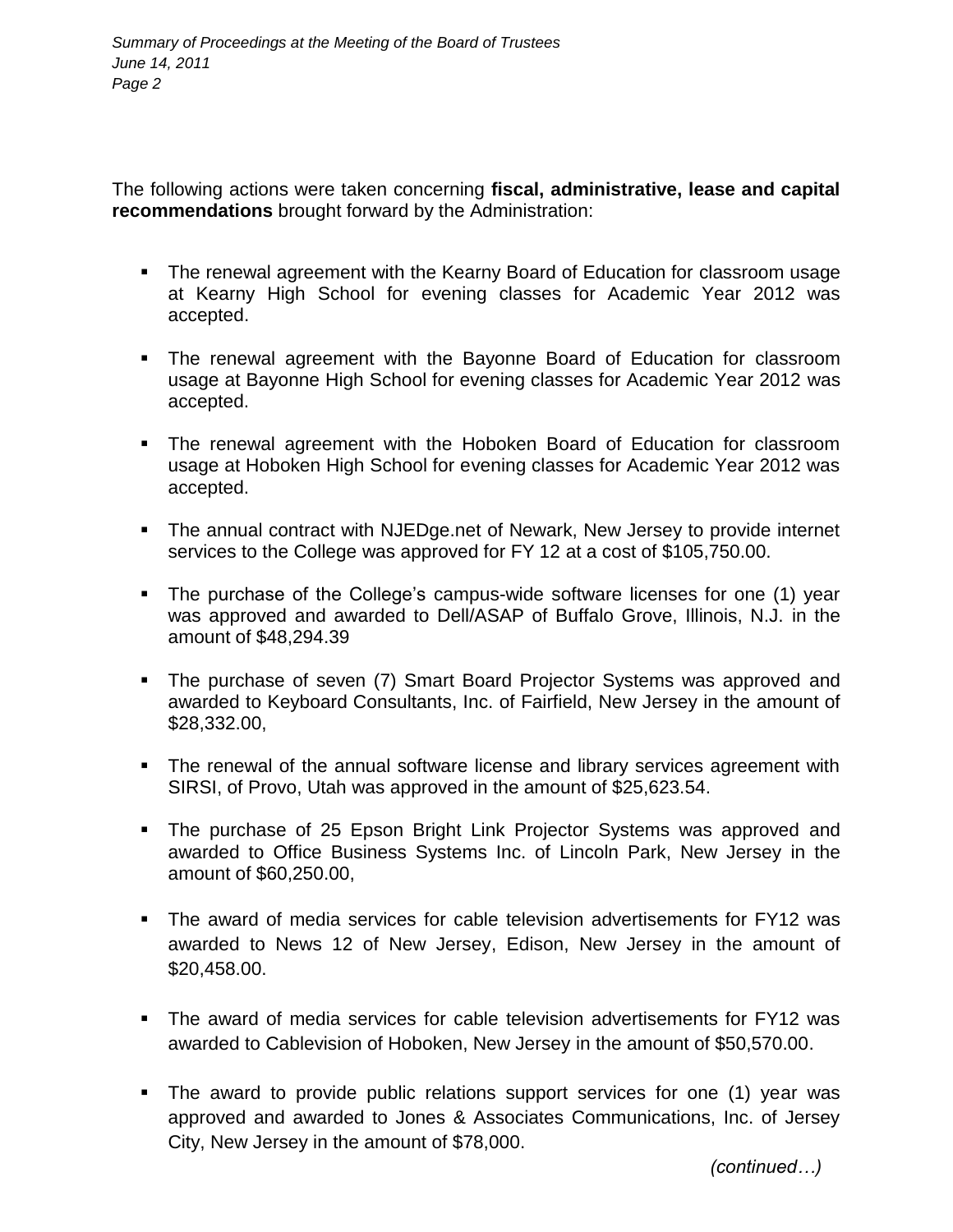The following actions were taken concerning **fiscal, administrative, lease and capital recommendations** brought forward by the Administration:

- The renewal agreement with the Kearny Board of Education for classroom usage at Kearny High School for evening classes for Academic Year 2012 was accepted.
- The renewal agreement with the Bayonne Board of Education for classroom usage at Bayonne High School for evening classes for Academic Year 2012 was accepted.
- The renewal agreement with the Hoboken Board of Education for classroom usage at Hoboken High School for evening classes for Academic Year 2012 was accepted.
- The annual contract with NJEDge.net of Newark, New Jersey to provide internet services to the College was approved for FY 12 at a cost of $105,750.00.
- The purchase of the College's campus-wide software licenses for one (1) year was approved and awarded to Dell/ASAP of Buffalo Grove, Illinois, N.J. in the amount of $48,294.39
- The purchase of seven (7) Smart Board Projector Systems was approved and awarded to Keyboard Consultants, Inc. of Fairfield, New Jersey in the amount of $28,332.00,
- The renewal of the annual software license and library services agreement with SIRSI, of Provo, Utah was approved in the amount of $25,623.54.
- The purchase of 25 Epson Bright Link Projector Systems was approved and awarded to Office Business Systems Inc. of Lincoln Park, New Jersey in the amount of $60,250.00,
- The award of media services for cable television advertisements for FY12 was awarded to News 12 of New Jersey, Edison, New Jersey in the amount of $20,458.00.
- The award of media services for cable television advertisements for FY12 was awarded to Cablevision of Hoboken, New Jersey in the amount of $50,570.00.
- The award to provide public relations support services for one (1) year was approved and awarded to Jones & Associates Communications, Inc. of Jersey City, New Jersey in the amount of $78,000.

*(continued…)*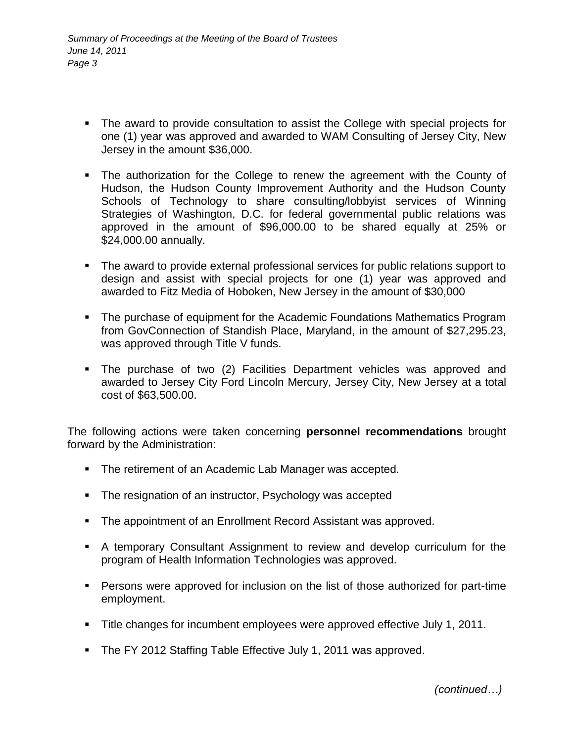- The award to provide consultation to assist the College with special projects for one (1) year was approved and awarded to WAM Consulting of Jersey City, New Jersey in the amount $36,000.

- The authorization for the College to renew the agreement with the County of Hudson, the Hudson County Improvement Authority and the Hudson County Schools of Technology to share consulting/lobbyist services of Winning Strategies of Washington, D.C. for federal governmental public relations was approved in the amount of $96,000.00 to be shared equally at 25% or $24,000.00 annually.

- The award to provide external professional services for public relations support to design and assist with special projects for one (1) year was approved and awarded to Fitz Media of Hoboken, New Jersey in the amount of $30,000

- The purchase of equipment for the Academic Foundations Mathematics Program from GovConnection of Standish Place, Maryland, in the amount of $27,295.23, was approved through Title V funds.

- The purchase of two (2) Facilities Department vehicles was approved and awarded to Jersey City Ford Lincoln Mercury, Jersey City, New Jersey at a total cost of $63,500.00.

The following actions were taken concerning **personnel recommendations** brought forward by the Administration:

- The retirement of an Academic Lab Manager was accepted.

- The resignation of an instructor, Psychology was accepted

- The appointment of an Enrollment Record Assistant was approved.

- A temporary Consultant Assignment to review and develop curriculum for the program of Health Information Technologies was approved.

- Persons were approved for inclusion on the list of those authorized for part-time employment.

- Title changes for incumbent employees were approved effective July 1, 2011.

- The FY 2012 Staffing Table Effective July 1, 2011 was approved.

*(continued…)*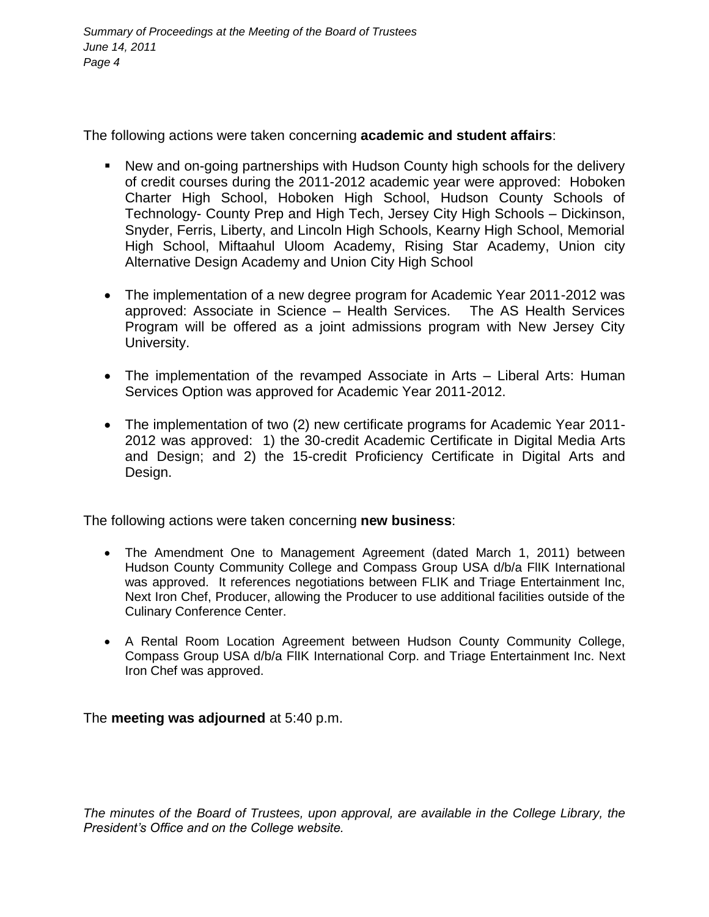The following actions were taken concerning **academic and student affairs**:

- New and on-going partnerships with Hudson County high schools for the delivery of credit courses during the 2011-2012 academic year were approved: Hoboken Charter High School, Hoboken High School, Hudson County Schools of Technology- County Prep and High Tech, Jersey City High Schools – Dickinson, Snyder, Ferris, Liberty, and Lincoln High Schools, Kearny High School, Memorial High School, Miftaahul Uloom Academy, Rising Star Academy, Union city Alternative Design Academy and Union City High School

- The implementation of a new degree program for Academic Year 2011-2012 was approved: Associate in Science – Health Services. The AS Health Services Program will be offered as a joint admissions program with New Jersey City University.

- The implementation of the revamped Associate in Arts – Liberal Arts: Human Services Option was approved for Academic Year 2011-2012.

- The implementation of two (2) new certificate programs for Academic Year 2011-2012 was approved: 1) the 30-credit Academic Certificate in Digital Media Arts and Design; and 2) the 15-credit Proficiency Certificate in Digital Arts and Design.

The following actions were taken concerning **new business**:

- The Amendment One to Management Agreement (dated March 1, 2011) between Hudson County Community College and Compass Group USA d/b/a FlIK International was approved. It references negotiations between FLIK and Triage Entertainment Inc, Next Iron Chef, Producer, allowing the Producer to use additional facilities outside of the Culinary Conference Center.

- A Rental Room Location Agreement between Hudson County Community College, Compass Group USA d/b/a FlIK International Corp. and Triage Entertainment Inc. Next Iron Chef was approved.

The **meeting was adjourned** at 5:40 p.m.

*The minutes of the Board of Trustees, upon approval, are available in the College Library, the President's Office and on the College website.*